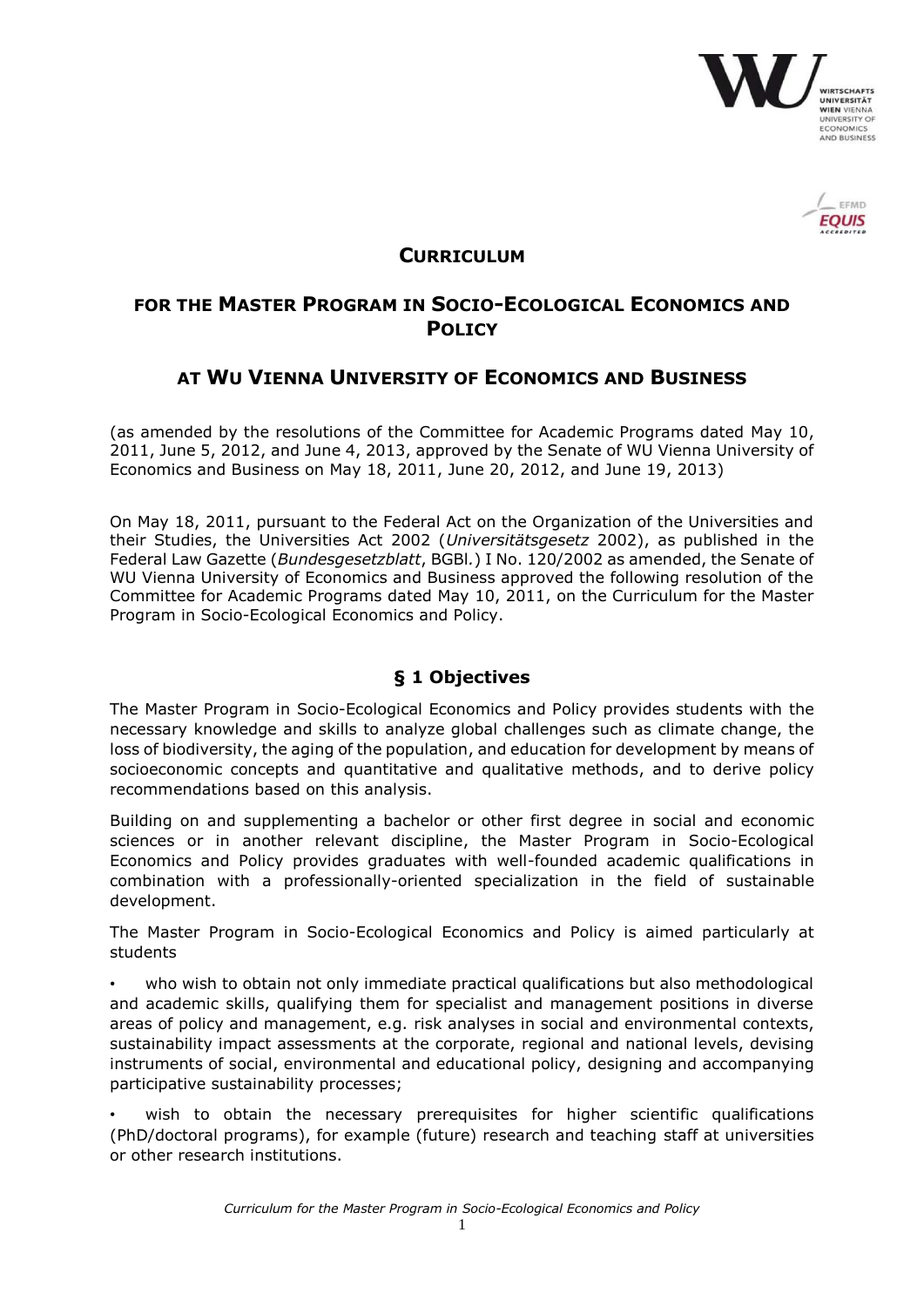# CURRICULUM

## FOR THE MASTER PROGRAM IN SOCIO-ECOLOGICAL ECONOMICS AND POLICY

## AT WU VIENNA UNIVERSITY OF ECONOMICS AND BUSINESS

(as amended by the resolutions of the Committee for Academic Programs dated May 10, 2011, June 5, 2012, and June 4, 2013, approved by the Senate of WU Vienna University of Economics and Business on May 18, 2011, June 20, 2012, and June 19, 2013)

On May 18, 2011, pursuant to the Federal Act on the Organization of the Universities and their Studies, the Universities Act 2002 (*Universitätsgesetz* 2002), as published in the Federal Law Gazette (*Bundesgesetzblatt*, BGBl.) I No. 120/2002 as amended, the Senate of WU Vienna University of Economics and Business approved the following resolution of the Committee for Academic Programs dated May 10, 2011, on the Curriculum for the Master Program in Socio-Ecological Economics and Policy.

## § 1 Objectives

The Master Program in Socio-Ecological Economics and Policy provides students with the necessary knowledge and skills to analyze global challenges such as climate change, the loss of biodiversity, the aging of the population, and education for development by means of socioeconomic concepts and quantitative and qualitative methods, and to derive policy recommendations based on this analysis.

Building on and supplementing a bachelor or other first degree in social and economic sciences or in another relevant discipline, the Master Program in Socio-Ecological Economics and Policy provides graduates with well-founded academic qualifications in combination with a professionally-oriented specialization in the field of sustainable development.

The Master Program in Socio-Ecological Economics and Policy is aimed particularly at students

- who wish to obtain not only immediate practical qualifications but also methodological and academic skills, qualifying them for specialist and management positions in diverse areas of policy and management, e.g. risk analyses in social and environmental contexts, sustainability impact assessments at the corporate, regional and national levels, devising instruments of social, environmental and educational policy, designing and accompanying participative sustainability processes;
- wish to obtain the necessary prerequisites for higher scientific qualifications (PhD/doctoral programs), for example (future) research and teaching staff at universities or other research institutions.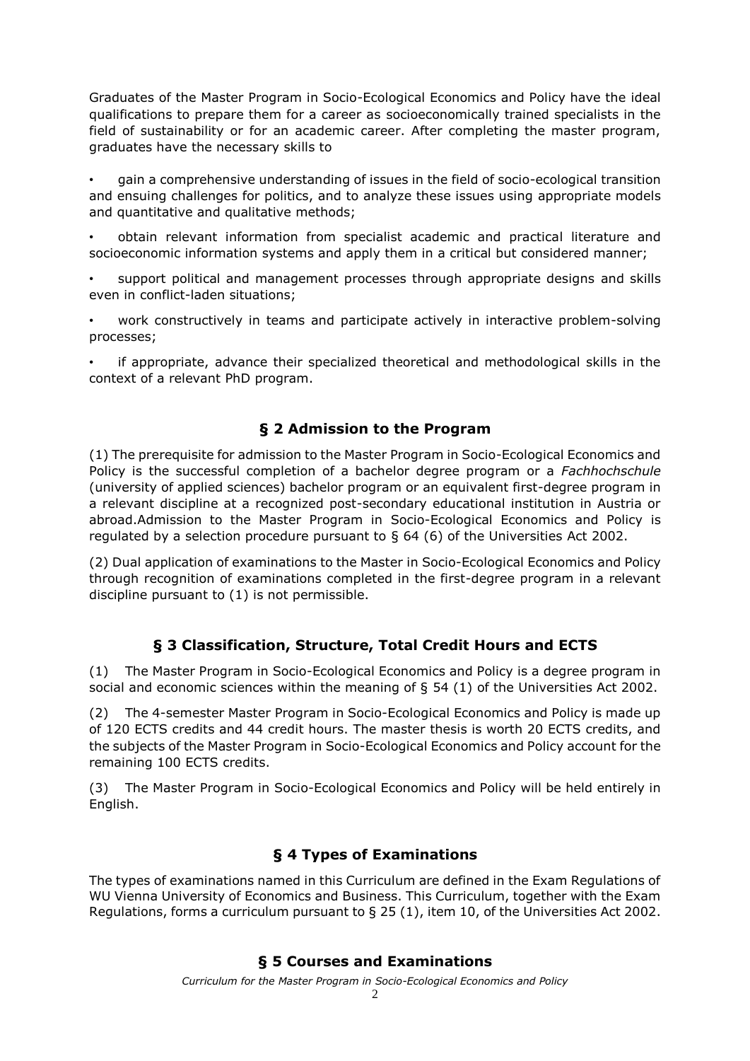Graduates of the Master Program in Socio-Ecological Economics and Policy have the ideal qualifications to prepare them for a career as socioeconomically trained specialists in the field of sustainability or for an academic career. After completing the master program, graduates have the necessary skills to

- gain a comprehensive understanding of issues in the field of socio-ecological transition and ensuing challenges for politics, and to analyze these issues using appropriate models and quantitative and qualitative methods;
- obtain relevant information from specialist academic and practical literature and socioeconomic information systems and apply them in a critical but considered manner;
- support political and management processes through appropriate designs and skills even in conflict-laden situations;
- work constructively in teams and participate actively in interactive problem-solving processes;
- if appropriate, advance their specialized theoretical and methodological skills in the context of a relevant PhD program.

## § 2 Admission to the Program

(1) The prerequisite for admission to the Master Program in Socio-Ecological Economics and Policy is the successful completion of a bachelor degree program or a *Fachhochschule* (university of applied sciences) bachelor program or an equivalent first-degree program in a relevant discipline at a recognized post-secondary educational institution in Austria or abroad.Admission to the Master Program in Socio-Ecological Economics and Policy is regulated by a selection procedure pursuant to § 64 (6) of the Universities Act 2002.

(2) Dual application of examinations to the Master in Socio-Ecological Economics and Policy through recognition of examinations completed in the first-degree program in a relevant discipline pursuant to (1) is not permissible.

## § 3 Classification, Structure, Total Credit Hours and ECTS

(1) The Master Program in Socio-Ecological Economics and Policy is a degree program in social and economic sciences within the meaning of § 54 (1) of the Universities Act 2002.

(2) The 4-semester Master Program in Socio-Ecological Economics and Policy is made up of 120 ECTS credits and 44 credit hours. The master thesis is worth 20 ECTS credits, and the subjects of the Master Program in Socio-Ecological Economics and Policy account for the remaining 100 ECTS credits.

(3) The Master Program in Socio-Ecological Economics and Policy will be held entirely in English.

## § 4 Types of Examinations

The types of examinations named in this Curriculum are defined in the Exam Regulations of WU Vienna University of Economics and Business. This Curriculum, together with the Exam Regulations, forms a curriculum pursuant to § 25 (1), item 10, of the Universities Act 2002.

## § 5 Courses and Examinations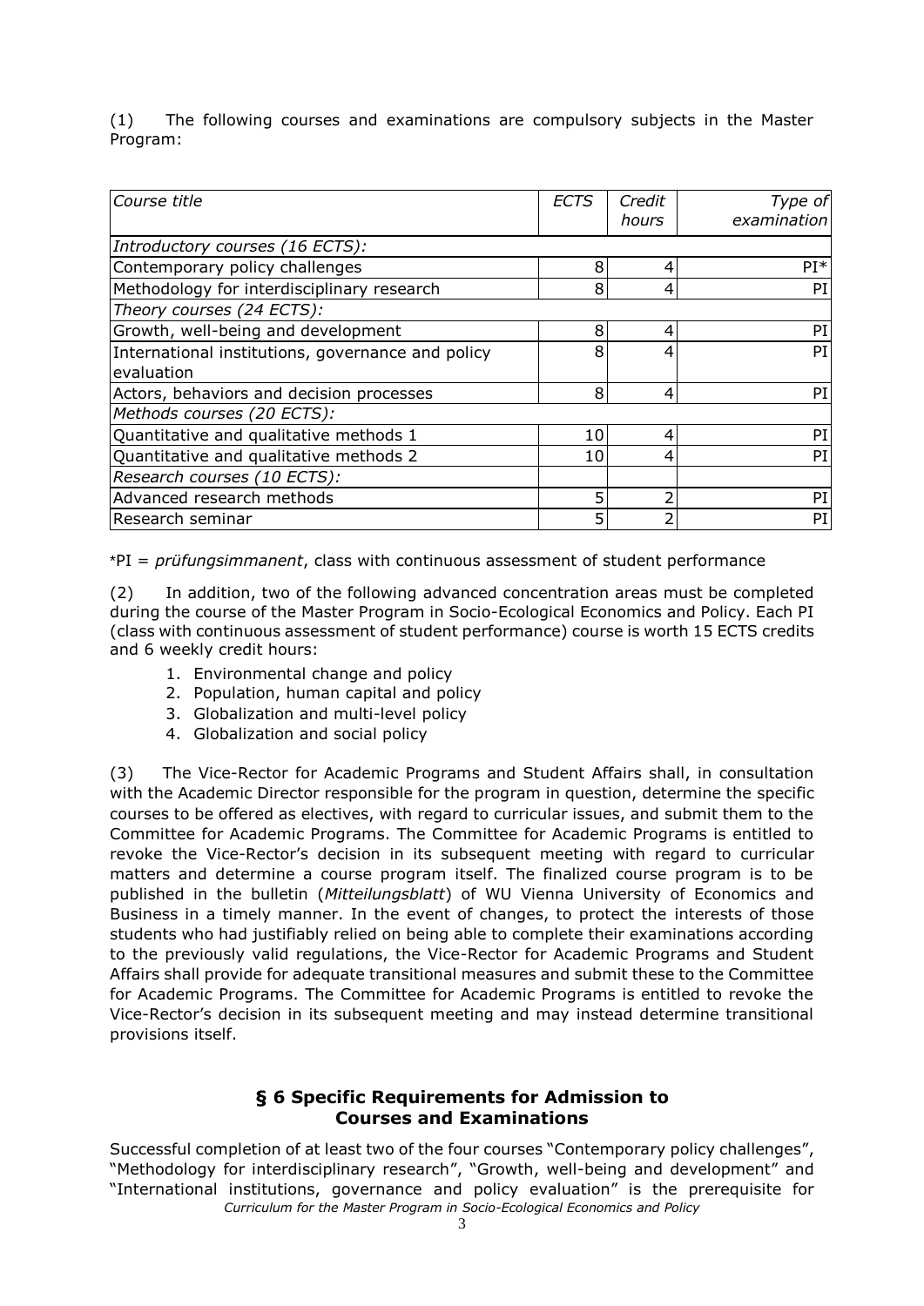(1) The following courses and examinations are compulsory subjects in the Master Program:

| *Course title* | *ECTS* | *Credit hours* | *Type of examination* |
|---|---|---|---|
| *Introductory courses (16 ECTS):* | | | |
| Contemporary policy challenges | 8 | 4 | PI* |
| Methodology for interdisciplinary research | 8 | 4 | PI |
| *Theory courses (24 ECTS):* | | | |
| Growth, well-being and development | 8 | 4 | PI |
| International institutions, governance and policy evaluation | 8 | 4 | PI |
| Actors, behaviors and decision processes | 8 | 4 | PI |
| *Methods courses (20 ECTS):* | | | |
| Quantitative and qualitative methods 1 | 10 | 4 | PI |
| Quantitative and qualitative methods 2 | 10 | 4 | PI |
| *Research courses (10 ECTS):* | | | |
| Advanced research methods | 5 | 2 | PI |
| Research seminar | 5 | 2 | PI |

*PI = *prüfungsimmanent*, class with continuous assessment of student performance

(2) In addition, two of the following advanced concentration areas must be completed during the course of the Master Program in Socio-Ecological Economics and Policy. Each PI (class with continuous assessment of student performance) course is worth 15 ECTS credits and 6 weekly credit hours:

1. Environmental change and policy
2. Population, human capital and policy
3. Globalization and multi-level policy
4. Globalization and social policy

(3) The Vice-Rector for Academic Programs and Student Affairs shall, in consultation with the Academic Director responsible for the program in question, determine the specific courses to be offered as electives, with regard to curricular issues, and submit them to the Committee for Academic Programs. The Committee for Academic Programs is entitled to revoke the Vice-Rector's decision in its subsequent meeting with regard to curricular matters and determine a course program itself. The finalized course program is to be published in the bulletin (*Mitteilungsblatt*) of WU Vienna University of Economics and Business in a timely manner. In the event of changes, to protect the interests of those students who had justifiably relied on being able to complete their examinations according to the previously valid regulations, the Vice-Rector for Academic Programs and Student Affairs shall provide for adequate transitional measures and submit these to the Committee for Academic Programs. The Committee for Academic Programs is entitled to revoke the Vice-Rector's decision in its subsequent meeting and may instead determine transitional provisions itself.

## § 6 Specific Requirements for Admission to Courses and Examinations

Successful completion of at least two of the four courses "Contemporary policy challenges", "Methodology for interdisciplinary research", "Growth, well-being and development" and "International institutions, governance and policy evaluation" is the prerequisite for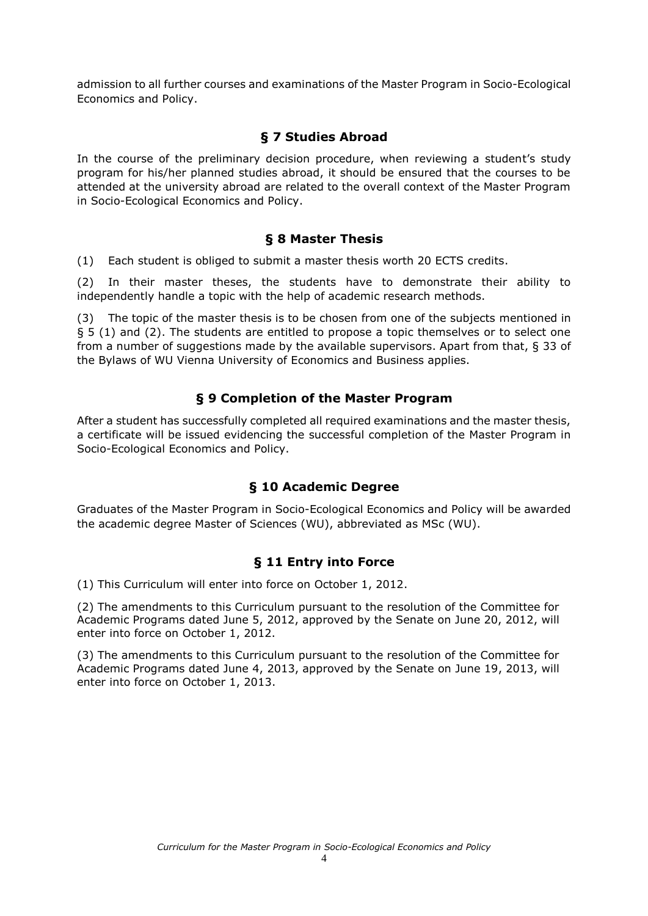admission to all further courses and examinations of the Master Program in Socio-Ecological Economics and Policy.

## § 7 Studies Abroad

In the course of the preliminary decision procedure, when reviewing a student's study program for his/her planned studies abroad, it should be ensured that the courses to be attended at the university abroad are related to the overall context of the Master Program in Socio-Ecological Economics and Policy.

## § 8 Master Thesis

(1) Each student is obliged to submit a master thesis worth 20 ECTS credits.

(2) In their master theses, the students have to demonstrate their ability to independently handle a topic with the help of academic research methods.

(3) The topic of the master thesis is to be chosen from one of the subjects mentioned in § 5 (1) and (2). The students are entitled to propose a topic themselves or to select one from a number of suggestions made by the available supervisors. Apart from that, § 33 of the Bylaws of WU Vienna University of Economics and Business applies.

## § 9 Completion of the Master Program

After a student has successfully completed all required examinations and the master thesis, a certificate will be issued evidencing the successful completion of the Master Program in Socio-Ecological Economics and Policy.

## § 10 Academic Degree

Graduates of the Master Program in Socio-Ecological Economics and Policy will be awarded the academic degree Master of Sciences (WU), abbreviated as MSc (WU).

## § 11 Entry into Force

(1) This Curriculum will enter into force on October 1, 2012.

(2) The amendments to this Curriculum pursuant to the resolution of the Committee for Academic Programs dated June 5, 2012, approved by the Senate on June 20, 2012, will enter into force on October 1, 2012.

(3) The amendments to this Curriculum pursuant to the resolution of the Committee for Academic Programs dated June 4, 2013, approved by the Senate on June 19, 2013, will enter into force on October 1, 2013.